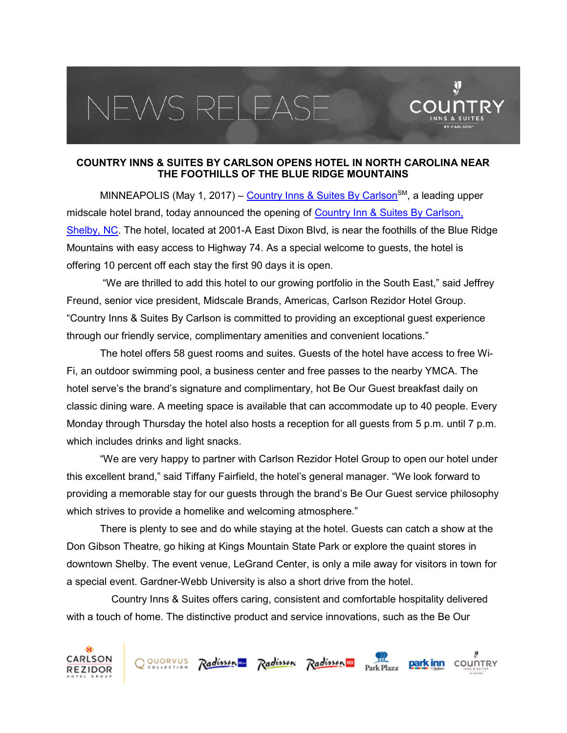# NEWS RELEASE

**COUNTRY INNS & SUITES BY CARLSON OPENS HOTEL IN NORTH CAROLINA NEAR THE FOOTHILLS OF THE BLUE RIDGE MOUNTAINS**

MINNEAPOLIS (May 1, 2017) – Country Inns & Suites By Carlson^SM, a leading upper midscale hotel brand, today announced the opening of Country Inn & Suites By Carlson, Shelby, NC. The hotel, located at 2001-A East Dixon Blvd, is near the foothills of the Blue Ridge Mountains with easy access to Highway 74. As a special welcome to guests, the hotel is offering 10 percent off each stay the first 90 days it is open.

"We are thrilled to add this hotel to our growing portfolio in the South East," said Jeffrey Freund, senior vice president, Midscale Brands, Americas, Carlson Rezidor Hotel Group. "Country Inns & Suites By Carlson is committed to providing an exceptional guest experience through our friendly service, complimentary amenities and convenient locations."

The hotel offers 58 guest rooms and suites. Guests of the hotel have access to free Wi-Fi, an outdoor swimming pool, a business center and free passes to the nearby YMCA. The hotel serve's the brand's signature and complimentary, hot Be Our Guest breakfast daily on classic dining ware. A meeting space is available that can accommodate up to 40 people. Every Monday through Thursday the hotel also hosts a reception for all guests from 5 p.m. until 7 p.m. which includes drinks and light snacks.

"We are very happy to partner with Carlson Rezidor Hotel Group to open our hotel under this excellent brand," said Tiffany Fairfield, the hotel's general manager. "We look forward to providing a memorable stay for our guests through the brand's Be Our Guest service philosophy which strives to provide a homelike and welcoming atmosphere."

There is plenty to see and do while staying at the hotel. Guests can catch a show at the Don Gibson Theatre, go hiking at Kings Mountain State Park or explore the quaint stores in downtown Shelby. The event venue, LeGrand Center, is only a mile away for visitors in town for a special event. Gardner-Webb University is also a short drive from the hotel.

Country Inns & Suites offers caring, consistent and comfortable hospitality delivered with a touch of home. The distinctive product and service innovations, such as the Be Our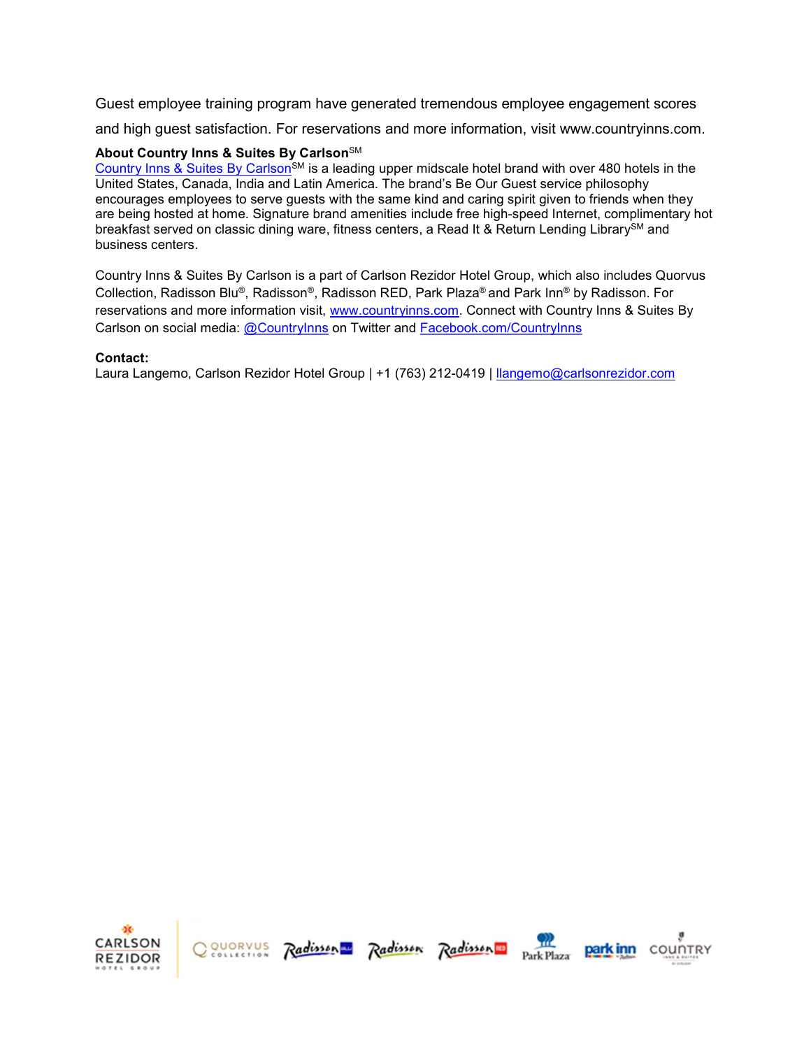Guest employee training program have generated tremendous employee engagement scores and high guest satisfaction. For reservations and more information, visit www.countryinns.com.

**About Country Inns & Suites By Carlson**SM

Country Inns & Suites By CarlsonSM is a leading upper midscale hotel brand with over 480 hotels in the United States, Canada, India and Latin America. The brand's Be Our Guest service philosophy encourages employees to serve guests with the same kind and caring spirit given to friends when they are being hosted at home. Signature brand amenities include free high-speed Internet, complimentary hot breakfast served on classic dining ware, fitness centers, a Read It & Return Lending LibrarySM and business centers.

Country Inns & Suites By Carlson is a part of Carlson Rezidor Hotel Group, which also includes Quorvus Collection, Radisson Blu®, Radisson®, Radisson RED, Park Plaza® and Park Inn® by Radisson. For reservations and more information visit, www.countryinns.com. Connect with Country Inns & Suites By Carlson on social media: @CountryInns on Twitter and Facebook.com/CountryInns

**Contact:**

Laura Langemo, Carlson Rezidor Hotel Group | +1 (763) 212-0419 | llangemo@carlsonrezidor.com

CARLSON REZIDOR HOTEL GROUP | QUORVUS COLLECTION | Radisson BLU | Radisson | Radisson RED | Park Plaza | park inn by Radisson | COUNTRY INNS & SUITES BY CARLSON